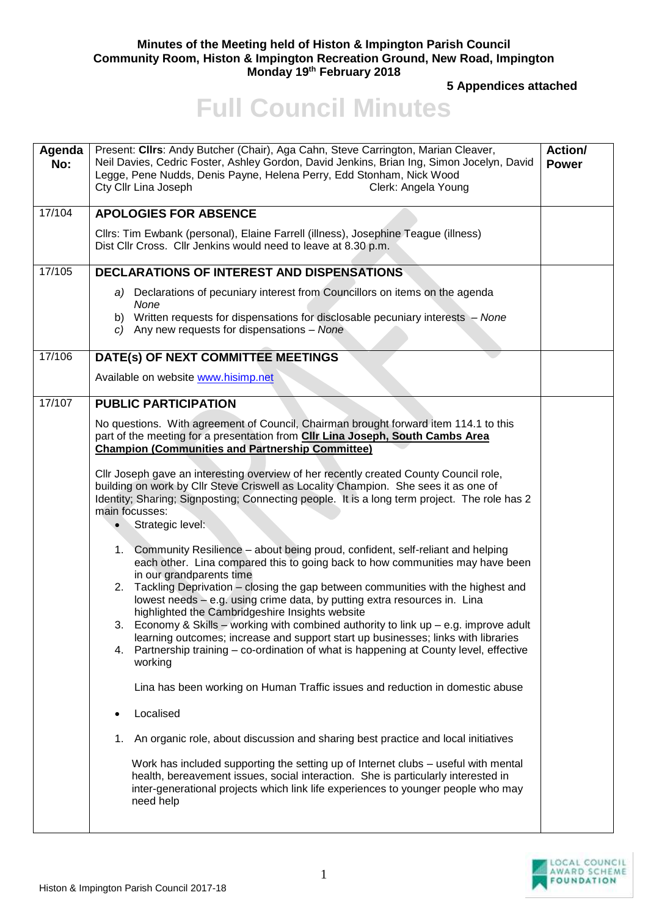**Minutes of the Meeting held of Histon & Impington Parish Council**
**Community Room, Histon & Impington Recreation Ground, New Road, Impington**
**Monday 19th February 2018**

**5 Appendices attached**

# Full Council Minutes

| Agenda No: | Present: **Cllrs**: Andy Butcher (Chair), Aga Cahn, Steve Carrington, Marian Cleaver, Neil Davies, Cedric Foster, Ashley Gordon, David Jenkins, Brian Ing, Simon Jocelyn, David Legge, Pene Nudds, Denis Payne, Helena Perry, Edd Stonham, Nick Wood<br>Cty Cllr Lina Joseph Clerk: Angela Young | Action/ Power |
|---|---|---|
| 17/104 | **APOLOGIES FOR ABSENCE**<br><br>Cllrs: Tim Ewbank (personal), Elaine Farrell (illness), Josephine Teague (illness)<br>Dist Cllr Cross. Cllr Jenkins would need to leave at 8.30 p.m. | |
| 17/105 | **DECLARATIONS OF INTEREST AND DISPENSATIONS**<br><br>a) Declarations of pecuniary interest from Councillors on items on the agenda *None*<br>b) Written requests for dispensations for disclosable pecuniary interests – *None*<br>c) Any new requests for dispensations – *None* | |
| 17/106 | **DATE(s) OF NEXT COMMITTEE MEETINGS**<br><br>Available on website www.hisimp.net | |
| 17/107 | **PUBLIC PARTICIPATION**<br><br>No questions. With agreement of Council, Chairman brought forward item 114.1 to this part of the meeting for a presentation from **Cllr Lina Joseph, South Cambs Area Champion (Communities and Partnership Committee)**<br><br>Cllr Joseph gave an interesting overview of her recently created County Council role, building on work by Cllr Steve Criswell as Locality Champion. She sees it as one of Identity; Sharing; Signposting; Connecting people. It is a long term project. The role has 2 main focusses:<br>• Strategic level:<br><br>1. Community Resilience – about being proud, confident, self-reliant and helping each other. Lina compared this to going back to how communities may have been in our grandparents time<br>2. Tackling Deprivation – closing the gap between communities with the highest and lowest needs – e.g. using crime data, by putting extra resources in. Lina highlighted the Cambridgeshire Insights website<br>3. Economy & Skills – working with combined authority to link up – e.g. improve adult learning outcomes; increase and support start up businesses; links with libraries<br>4. Partnership training – co-ordination of what is happening at County level, effective working<br><br>Lina has been working on Human Traffic issues and reduction in domestic abuse<br><br>• Localised<br><br>1. An organic role, about discussion and sharing best practice and local initiatives<br><br>Work has included supporting the setting up of Internet clubs – useful with mental health, bereavement issues, social interaction. She is particularly interested in inter-generational projects which link life experiences to younger people who may need help | |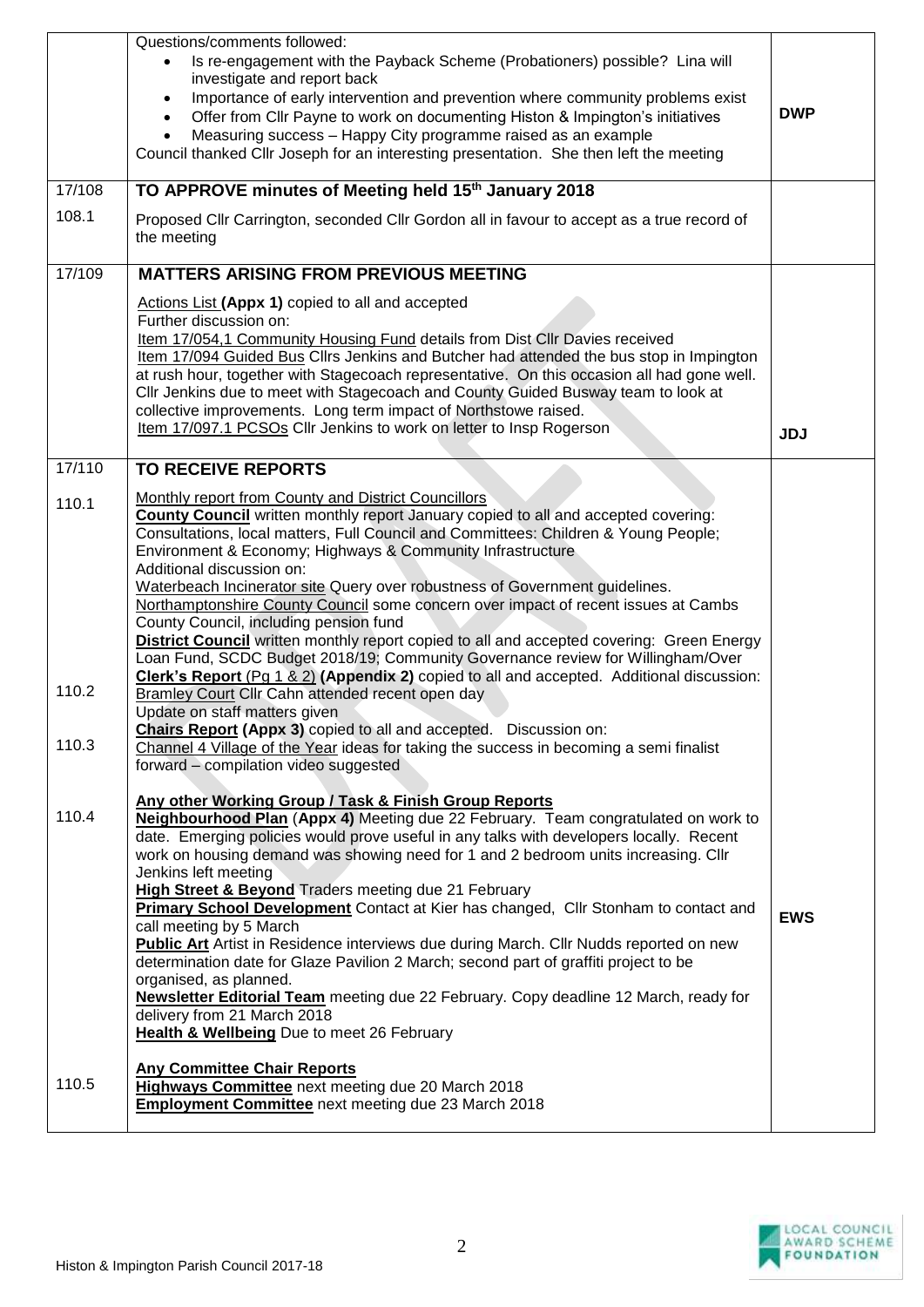| | | |
|---|---|---|
| | Questions/comments followed:<br>• Is re-engagement with the Payback Scheme (Probationers) possible? Lina will investigate and report back<br>• Importance of early intervention and prevention where community problems exist<br>• Offer from Cllr Payne to work on documenting Histon & Impington's initiatives<br>• Measuring success – Happy City programme raised as an example<br>Council thanked Cllr Joseph for an interesting presentation. She then left the meeting | DWP |
| 17/108 | **TO APPROVE minutes of Meeting held 15th January 2018** | |
| 108.1 | Proposed Cllr Carrington, seconded Cllr Gordon all in favour to accept as a true record of the meeting | |
| 17/109 | **MATTERS ARISING FROM PREVIOUS MEETING**<br>Actions List **(Appx 1)** copied to all and accepted<br>Further discussion on:<br>Item 17/054,1 Community Housing Fund details from Dist Cllr Davies received<br>Item 17/094 Guided Bus Cllrs Jenkins and Butcher had attended the bus stop in Impington at rush hour, together with Stagecoach representative. On this occasion all had gone well. Cllr Jenkins due to meet with Stagecoach and County Guided Busway team to look at collective improvements. Long term impact of Northstowe raised.<br>Item 17/097.1 PCSOs Cllr Jenkins to work on letter to Insp Rogerson | JDJ |
| 17/110 | **TO RECEIVE REPORTS** | |
| 110.1 | Monthly report from County and District Councillors<br>**County Council** written monthly report January copied to all and accepted covering: Consultations, local matters, Full Council and Committees: Children & Young People; Environment & Economy; Highways & Community Infrastructure<br>Additional discussion on:<br>Waterbeach Incinerator site Query over robustness of Government guidelines.<br>Northamptonshire County Council some concern over impact of recent issues at Cambs County Council, including pension fund<br>**District Council** written monthly report copied to all and accepted covering: Green Energy Loan Fund, SCDC Budget 2018/19; Community Governance review for Willingham/Over | |
| 110.2 | **Clerk's Report** (Pg 1 & 2) **(Appendix 2)** copied to all and accepted. Additional discussion:<br>Bramley Court Cllr Cahn attended recent open day<br>Update on staff matters given | |
| 110.3 | **Chairs Report (Appx 3)** copied to all and accepted. Discussion on:<br>Channel 4 Village of the Year ideas for taking the success in becoming a semi finalist forward – compilation video suggested | |
| 110.4 | **Any other Working Group / Task & Finish Group Reports**<br>**Neighbourhood Plan** (**Appx 4)** Meeting due 22 February. Team congratulated on work to date. Emerging policies would prove useful in any talks with developers locally. Recent work on housing demand was showing need for 1 and 2 bedroom units increasing. Cllr Jenkins left meeting<br>**High Street & Beyond** Traders meeting due 21 February<br>**Primary School Development** Contact at Kier has changed, Cllr Stonham to contact and call meeting by 5 March<br>**Public Art** Artist in Residence interviews due during March. Cllr Nudds reported on new determination date for Glaze Pavilion 2 March; second part of graffiti project to be organised, as planned.<br>**Newsletter Editorial Team** meeting due 22 February. Copy deadline 12 March, ready for delivery from 21 March 2018<br>**Health & Wellbeing** Due to meet 26 February | EWS |
| 110.5 | **Any Committee Chair Reports**<br>**Highways Committee** next meeting due 20 March 2018<br>**Employment Committee** next meeting due 23 March 2018 | |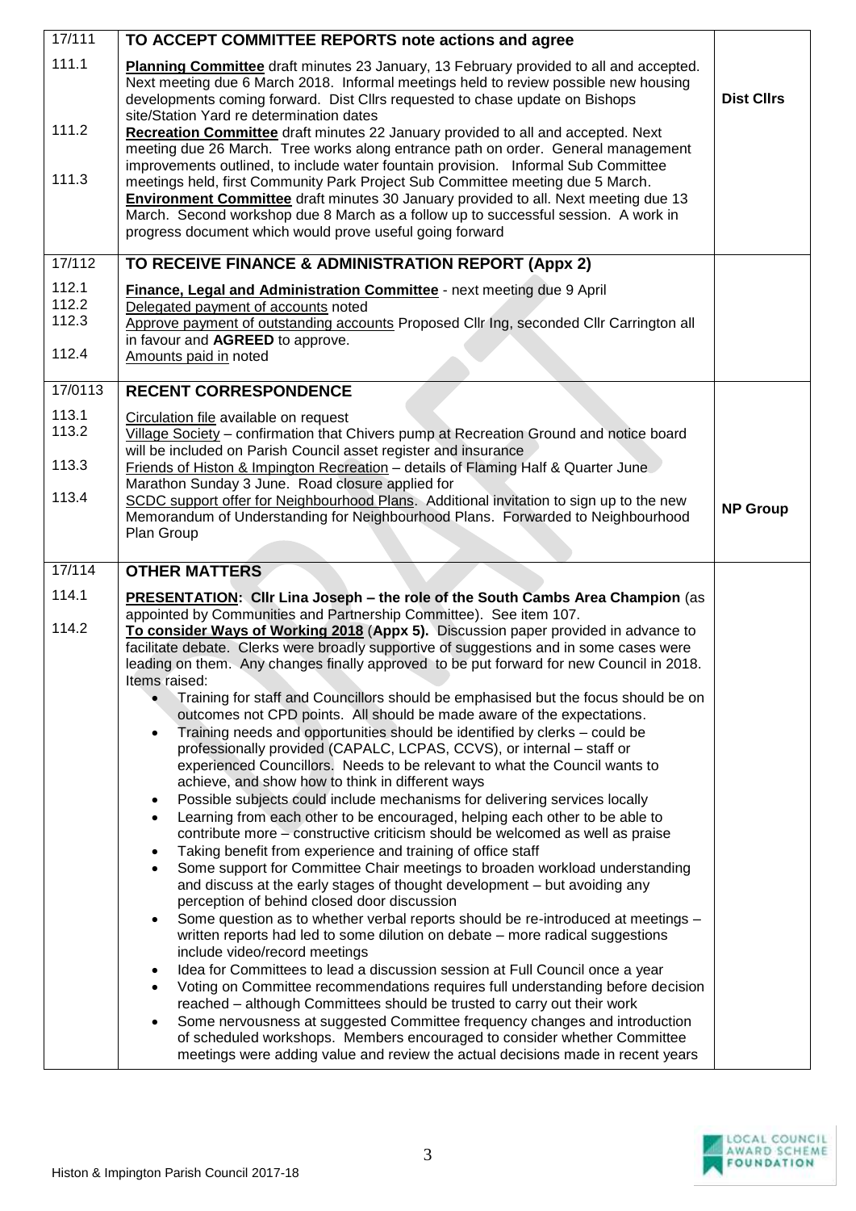| | | |
|---|---|---|
| 17/111 | **TO ACCEPT COMMITTEE REPORTS note actions and agree** | |
| 111.1 | **Planning Committee** draft minutes 23 January, 13 February provided to all and accepted. Next meeting due 6 March 2018. Informal meetings held to review possible new housing developments coming forward. Dist Cllrs requested to chase update on Bishops site/Station Yard re determination dates | **Dist Cllrs** |
| 111.2 | **Recreation Committee** draft minutes 22 January provided to all and accepted. Next meeting due 26 March. Tree works along entrance path on order. General management improvements outlined, to include water fountain provision. Informal Sub Committee meetings held, first Community Park Project Sub Committee meeting due 5 March. | |
| 111.3 | **Environment Committee** draft minutes 30 January provided to all. Next meeting due 13 March. Second workshop due 8 March as a follow up to successful session. A work in progress document which would prove useful going forward | |
| 17/112 | **TO RECEIVE FINANCE & ADMINISTRATION REPORT (Appx 2)** | |
| 112.1 | **Finance, Legal and Administration Committee** - next meeting due 9 April | |
| 112.2 | Delegated payment of accounts noted | |
| 112.3 | Approve payment of outstanding accounts Proposed Cllr Ing, seconded Cllr Carrington all in favour and **AGREED** to approve. | |
| 112.4 | Amounts paid in noted | |
| 17/0113 | **RECENT CORRESPONDENCE** | |
| 113.1 | Circulation file available on request | |
| 113.2 | Village Society – confirmation that Chivers pump at Recreation Ground and notice board will be included on Parish Council asset register and insurance | |
| 113.3 | Friends of Histon & Impington Recreation – details of Flaming Half & Quarter June Marathon Sunday 3 June. Road closure applied for | |
| 113.4 | SCDC support offer for Neighbourhood Plans. Additional invitation to sign up to the new Memorandum of Understanding for Neighbourhood Plans. Forwarded to Neighbourhood Plan Group | **NP Group** |
| 17/114 | **OTHER MATTERS** | |
| 114.1 | **PRESENTATION: Cllr Lina Joseph – the role of the South Cambs Area Champion** (as appointed by Communities and Partnership Committee). See item 107. | |
| 114.2 | **To consider Ways of Working 2018 (Appx 5).** Discussion paper provided in advance to facilitate debate. Clerks were broadly supportive of suggestions and in some cases were leading on them. Any changes finally approved to be put forward for new Council in 2018. Items raised:<br>• Training for staff and Councillors should be emphasised but the focus should be on outcomes not CPD points. All should be made aware of the expectations.<br>• Training needs and opportunities should be identified by clerks – could be professionally provided (CAPALC, LCPAS, CCVS), or internal – staff or experienced Councillors. Needs to be relevant to what the Council wants to achieve, and show how to think in different ways<br>• Possible subjects could include mechanisms for delivering services locally<br>• Learning from each other to be encouraged, helping each other to be able to contribute more – constructive criticism should be welcomed as well as praise<br>• Taking benefit from experience and training of office staff<br>• Some support for Committee Chair meetings to broaden workload understanding and discuss at the early stages of thought development – but avoiding any perception of behind closed door discussion<br>• Some question as to whether verbal reports should be re-introduced at meetings – written reports had led to some dilution on debate – more radical suggestions include video/record meetings<br>• Idea for Committees to lead a discussion session at Full Council once a year<br>• Voting on Committee recommendations requires full understanding before decision reached – although Committees should be trusted to carry out their work<br>• Some nervousness at suggested Committee frequency changes and introduction of scheduled workshops. Members encouraged to consider whether Committee meetings were adding value and review the actual decisions made in recent years | |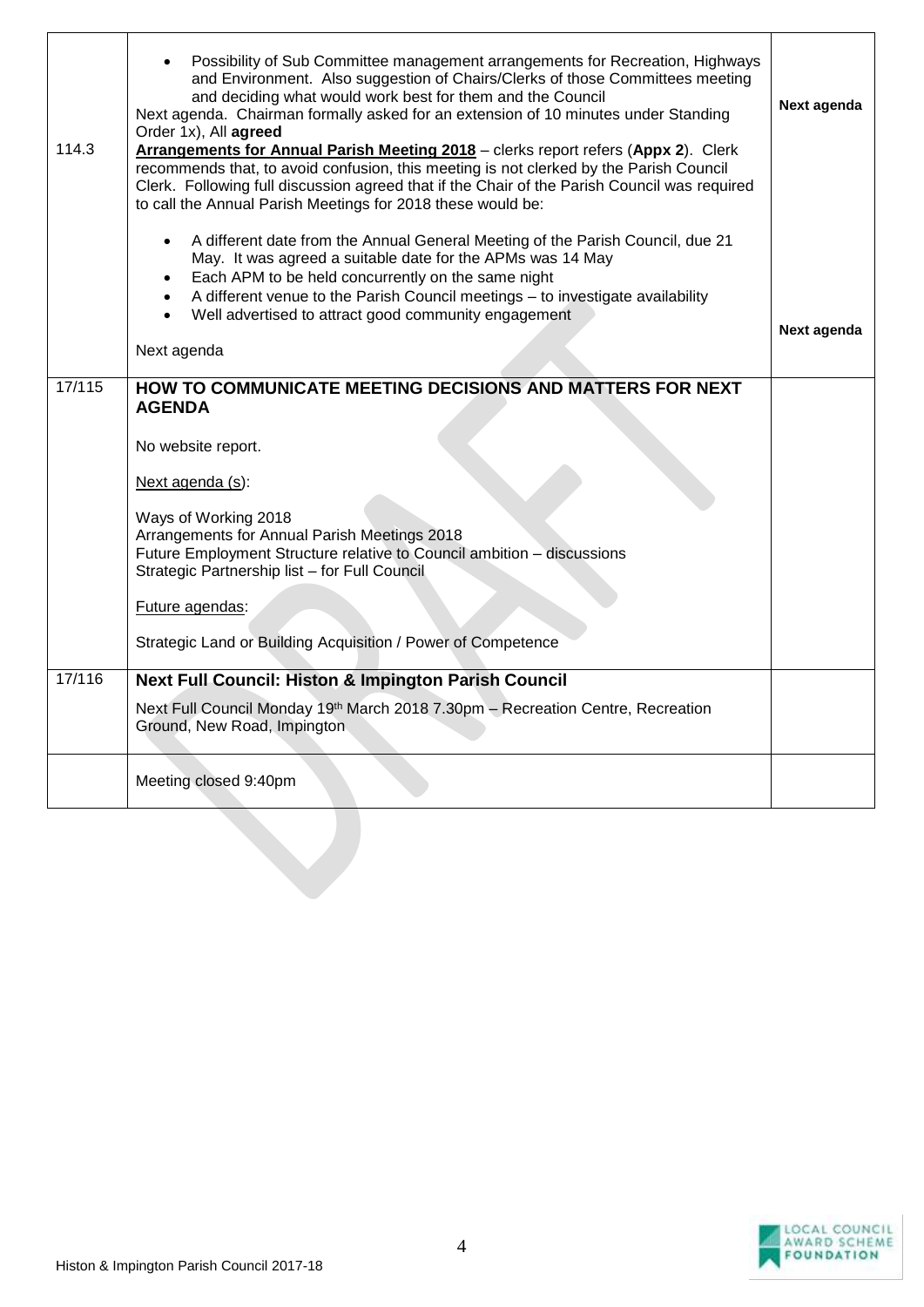| | | |
|---|---|---|
| 114.3 | • Possibility of Sub Committee management arrangements for Recreation, Highways and Environment. Also suggestion of Chairs/Clerks of those Committees meeting and deciding what would work best for them and the Council<br>Next agenda. Chairman formally asked for an extension of 10 minutes under Standing Order 1x), All **agreed**<br>**Arrangements for Annual Parish Meeting 2018** – clerks report refers (**Appx 2**). Clerk recommends that, to avoid confusion, this meeting is not clerked by the Parish Council Clerk. Following full discussion agreed that if the Chair of the Parish Council was required to call the Annual Parish Meetings for 2018 these would be:<br>• A different date from the Annual General Meeting of the Parish Council, due 21 May. It was agreed a suitable date for the APMs was 14 May<br>• Each APM to be held concurrently on the same night<br>• A different venue to the Parish Council meetings – to investigate availability<br>• Well advertised to attract good community engagement<br>Next agenda | **Next agenda**<br><br>**Next agenda** |
| 17/115 | **HOW TO COMMUNICATE MEETING DECISIONS AND MATTERS FOR NEXT AGENDA**<br>No website report.<br>Next agenda (s):<br>Ways of Working 2018<br>Arrangements for Annual Parish Meetings 2018<br>Future Employment Structure relative to Council ambition – discussions<br>Strategic Partnership list – for Full Council<br>Future agendas:<br>Strategic Land or Building Acquisition / Power of Competence | |
| 17/116 | **Next Full Council: Histon & Impington Parish Council**<br>Next Full Council Monday 19th March 2018 7.30pm – Recreation Centre, Recreation Ground, New Road, Impington | |
| | Meeting closed 9:40pm | |